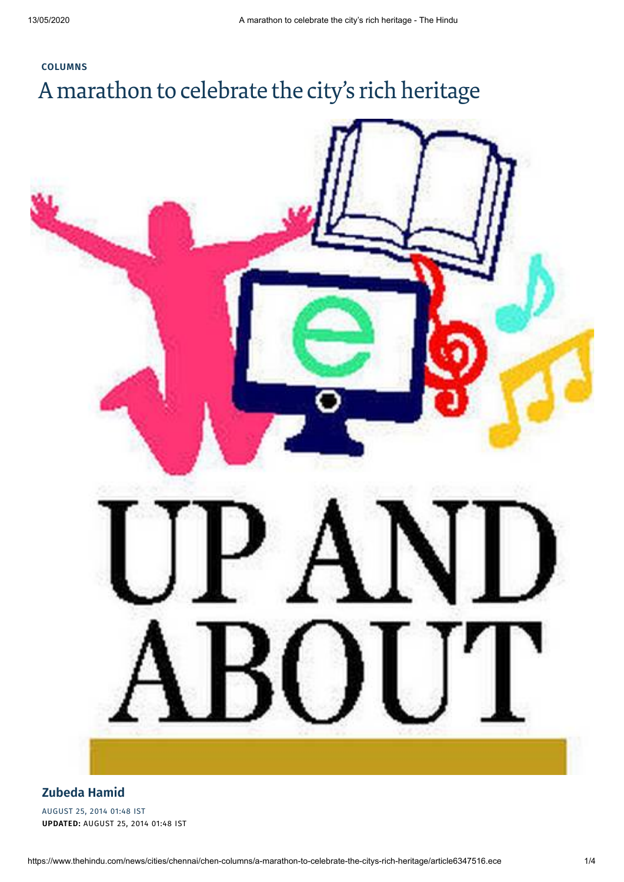COLUMNS

# A marathon to celebrate the city's rich heritage

UP AND ABOUT

**Zubeda Hamid**

AUGUST 25, 2014 01:48 IST

**UPDATED:** AUGUST 25, 2014 01:48 IST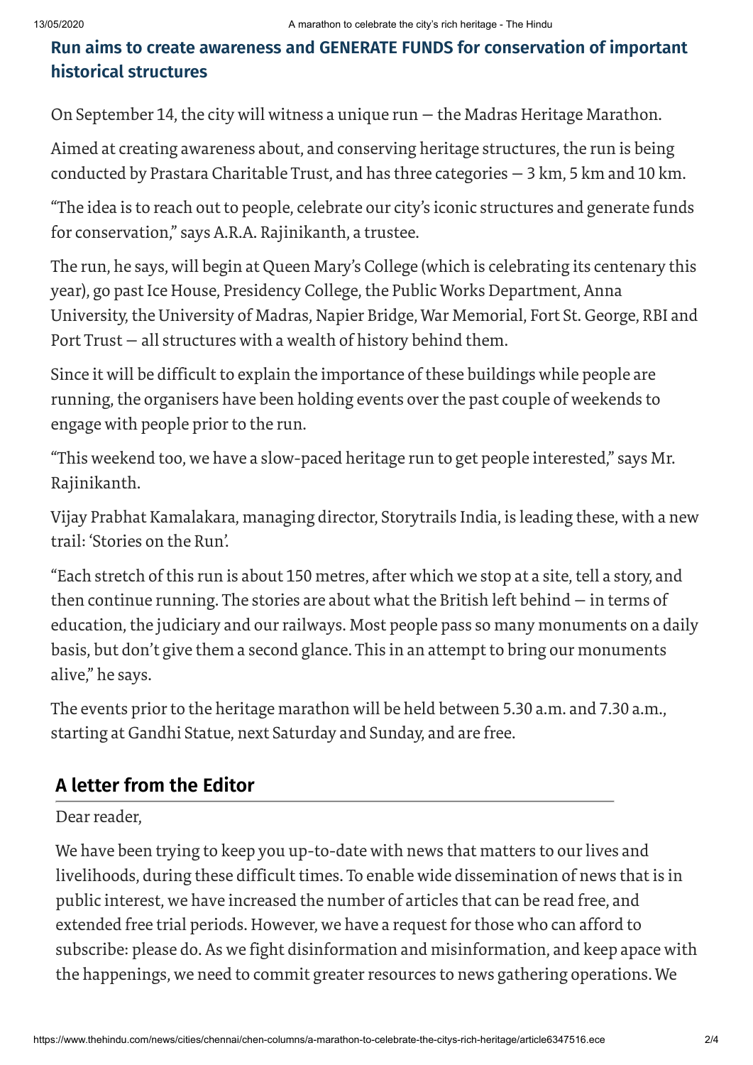## Run aims to create awareness and GENERATE FUNDS for conservation of important historical structures

On September 14, the city will witness a unique run — the Madras Heritage Marathon.

Aimed at creating awareness about, and conserving heritage structures, the run is being conducted by Prastara Charitable Trust, and has three categories — 3 km, 5 km and 10 km.

"The idea is to reach out to people, celebrate our city's iconic structures and generate funds for conservation," says A.R.A. Rajinikanth, a trustee.

The run, he says, will begin at Queen Mary's College (which is celebrating its centenary this year), go past Ice House, Presidency College, the Public Works Department, Anna University, the University of Madras, Napier Bridge, War Memorial, Fort St. George, RBI and Port Trust — all structures with a wealth of history behind them.

Since it will be difficult to explain the importance of these buildings while people are running, the organisers have been holding events over the past couple of weekends to engage with people prior to the run.

"This weekend too, we have a slow-paced heritage run to get people interested," says Mr. Rajinikanth.

Vijay Prabhat Kamalakara, managing director, Storytrails India, is leading these, with a new trail: 'Stories on the Run'.

"Each stretch of this run is about 150 metres, after which we stop at a site, tell a story, and then continue running. The stories are about what the British left behind — in terms of education, the judiciary and our railways. Most people pass so many monuments on a daily basis, but don't give them a second glance. This in an attempt to bring our monuments alive," he says.

The events prior to the heritage marathon will be held between 5.30 a.m. and 7.30 a.m., starting at Gandhi Statue, next Saturday and Sunday, and are free.

## A letter from the Editor

Dear reader,

We have been trying to keep you up-to-date with news that matters to our lives and livelihoods, during these difficult times. To enable wide dissemination of news that is in public interest, we have increased the number of articles that can be read free, and extended free trial periods. However, we have a request for those who can afford to subscribe: please do. As we fight disinformation and misinformation, and keep apace with the happenings, we need to commit greater resources to news gathering operations. We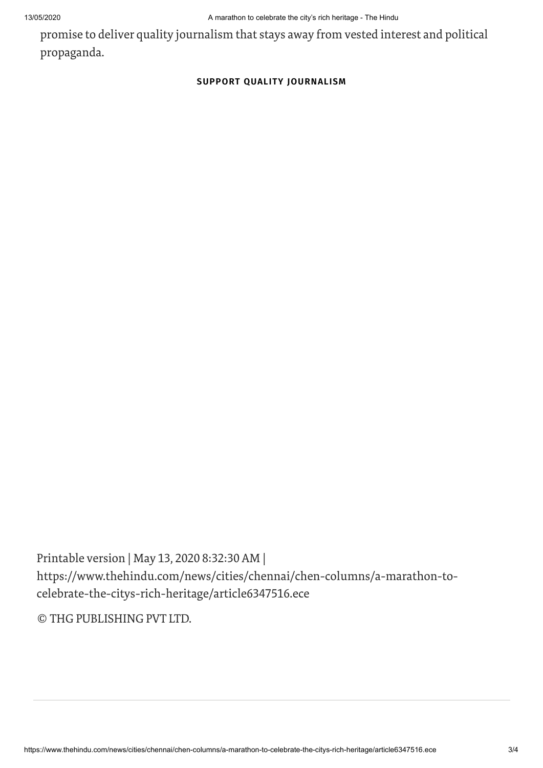promise to deliver quality journalism that stays away from vested interest and political propaganda.

**SUPPORT QUALITY JOURNALISM**

Printable version | May 13, 2020 8:32:30 AM | https://www.thehindu.com/news/cities/chennai/chen-columns/a-marathon-to-celebrate-the-citys-rich-heritage/article6347516.ece

© THG PUBLISHING PVT LTD.